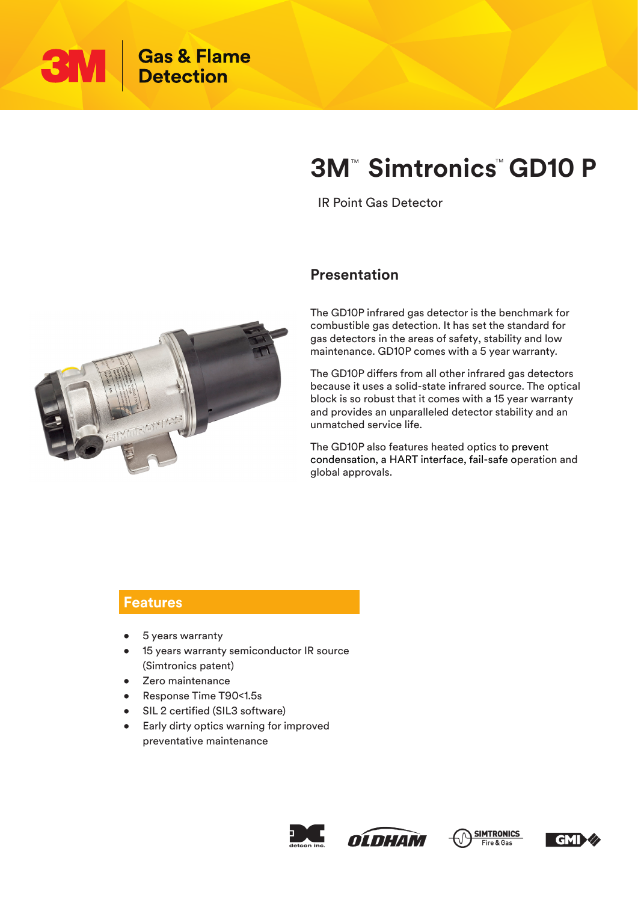3M Gas & Flame Detection

# 3M™ Simtronics™ GD10 P

IR Point Gas Detector

## Presentation

The GD10P infrared gas detector is the benchmark for combustible gas detection. It has set the standard for gas detectors in the areas of safety, stability and low maintenance. GD10P comes with a 5 year warranty.

The GD10P differs from all other infrared gas detectors because it uses a solid-state infrared source. The optical block is so robust that it comes with a 15 year warranty and provides an unparalleled detector stability and an unmatched service life.

The GD10P also features heated optics to prevent condensation, a HART interface, fail-safe operation and global approvals.

## Features

- 5 years warranty
- 15 years warranty semiconductor IR source (Simtronics patent)
- Zero maintenance
- Response Time T90<1.5s
- SIL 2 certified (SIL3 software)
- Early dirty optics warning for improved preventative maintenance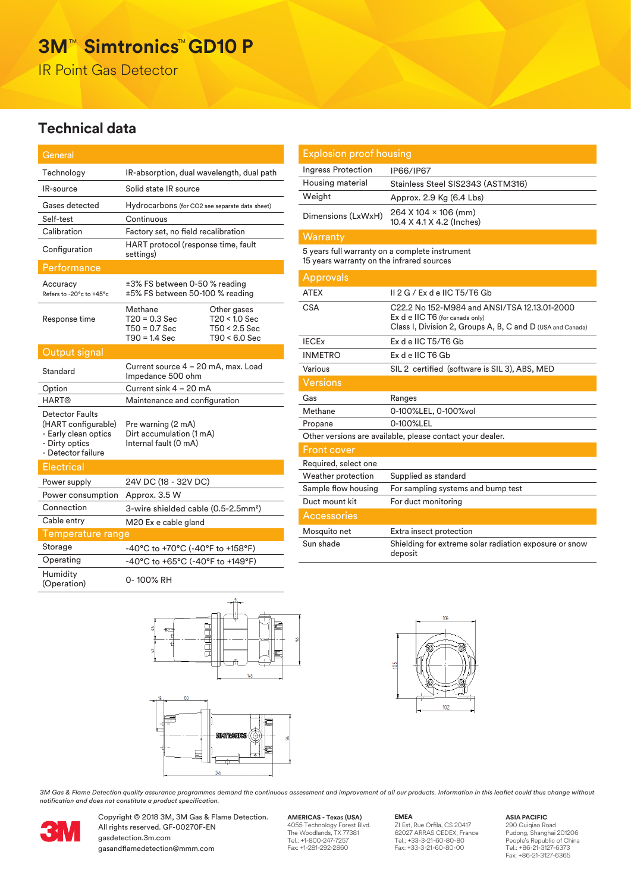# 3M™ Simtronics™ GD10 P

IR Point Gas Detector

## Technical data

| General | |
|---|---|
| Technology | IR-absorption, dual wavelength, dual path |
| IR-source | Solid state IR source |
| Gases detected | Hydrocarbons (for CO2 see separate data sheet) |
| Self-test | Continuous |
| Calibration | Factory set, no field recalibration |
| Configuration | HART protocol (response time, fault settings) |

| Performance | | |
|---|---|---|
| Accuracy<br>Refers to -20°c to +45°c | ±3% FS between 0-50 % reading<br>±5% FS between 50-100 % reading | |
| Response time | Methane<br>T20 = 0.3 Sec<br>T50 = 0.7 Sec<br>T90 = 1.4 Sec | Other gases<br>T20 < 1.0 Sec<br>T50 < 2.5 Sec<br>T90 < 6.0 Sec |

| Output signal | |
|---|---|
| Standard | Current source 4 – 20 mA, max. Load Impedance 500 ohm |
| Option | Current sink 4 – 20 mA |
| HART® | Maintenance and configuration |
| Detector Faults (HART configurable)<br>- Early clean optics<br>- Dirty optics<br>- Detector failure | Pre warning (2 mA)<br>Dirt accumulation (1 mA)<br>Internal fault (0 mA) |

| Electrical | |
|---|---|
| Power supply | 24V DC (18 - 32V DC) |
| Power consumption | Approx. 3.5 W |
| Connection | 3-wire shielded cable (0.5-2.5mm²) |
| Cable entry | M20 Ex e cable gland |

| Temperature range | |
|---|---|
| Storage | -40°C to +70°C (-40°F to +158°F) |
| Operating | -40°C to +65°C (-40°F to +149°F) |
| Humidity (Operation) | 0- 100% RH |

| Explosion proof housing | |
|---|---|
| Ingress Protection | IP66/IP67 |
| Housing material | Stainless Steel SIS2343 (ASTM316) |
| Weight | Approx. 2.9 Kg (6.4 Lbs) |
| Dimensions (LxWxH) | 264 X 104 × 106 (mm)<br>10.4 X 4.1 X 4.2 (Inches) |

### Warranty

5 years full warranty on a complete instrument
15 years warranty on the infrared sources

| Approvals | |
|---|---|
| ATEX | II 2 G / Ex d e IIC T5/T6 Gb |
| CSA | C22.2 No 152-M984 and ANSI/TSA 12.13.01-2000<br>Ex d e IIC T6 (for canada only)<br>Class I, Division 2, Groups A, B, C and D (USA and Canada) |
| IECEx | Ex d e IIC T5/T6 Gb |
| INMETRO | Ex d e IIC T6 Gb |
| Various | SIL 2 certified (software is SIL 3), ABS, MED |

| Versions | |
|---|---|
| Gas | Ranges |
| Methane | 0-100%LEL, 0-100%vol |
| Propane | 0-100%LEL |

Other versions are available, please contact your dealer.

| Front cover | |
|---|---|
| Required, select one | |
| Weather protection | Supplied as standard |
| Sample flow housing | For sampling systems and bump test |
| Duct mount kit | For duct monitoring |

| Accessories | |
|---|---|
| Mosquito net | Extra insect protection |
| Sun shade | Shielding for extreme solar radiation exposure or snow deposit |

104
106
102
18
100
246
96
SIMTRONICS

*3M Gas & Flame Detection quality assurance programmes demand the continuous assessment and improvement of all our products. Information in this leaflet could thus change without notification and does not constitute a product specification.*

Copyright © 2018 3M, 3M Gas & Flame Detection. All rights reserved. GF-00270F-EN
gasdetection.3m.com
gasandflamedetection@mmm.com

**AMERICAS - Texas (USA)**
4055 Technology Forest Blvd.
The Woodlands, TX 77381
Tel.: +1-800-247-7257
Fax: +1-281-292-2860

**EMEA**
ZI Est, Rue Orfila, CS 20417
62027 ARRAS CEDEX, France
Tel.: +33-3-21-60-80-80
Fax: +33-3-21-60-80-00

**ASIA PACIFIC**
290 Guiqiao Road
Pudong, Shanghai 201206
People's Republic of China
Tel.: +86-21-3127-6373
Fax: +86-21-3127-6365